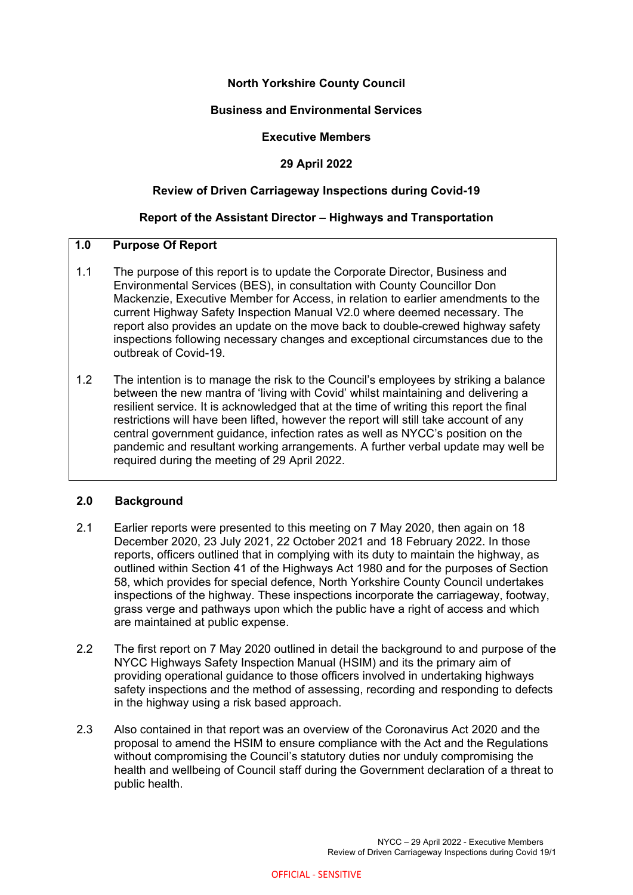**North Yorkshire County Council**

**Business and Environmental Services**

**Executive Members**

**29 April 2022**

**Review of Driven Carriageway Inspections during Covid-19**

**Report of the Assistant Director – Highways and Transportation**

## 1.0 Purpose Of Report

1.1 The purpose of this report is to update the Corporate Director, Business and Environmental Services (BES), in consultation with County Councillor Don Mackenzie, Executive Member for Access, in relation to earlier amendments to the current Highway Safety Inspection Manual V2.0 where deemed necessary. The report also provides an update on the move back to double-crewed highway safety inspections following necessary changes and exceptional circumstances due to the outbreak of Covid-19.

1.2 The intention is to manage the risk to the Council's employees by striking a balance between the new mantra of 'living with Covid' whilst maintaining and delivering a resilient service. It is acknowledged that at the time of writing this report the final restrictions will have been lifted, however the report will still take account of any central government guidance, infection rates as well as NYCC's position on the pandemic and resultant working arrangements. A further verbal update may well be required during the meeting of 29 April 2022.

## 2.0 Background

2.1 Earlier reports were presented to this meeting on 7 May 2020, then again on 18 December 2020, 23 July 2021, 22 October 2021 and 18 February 2022. In those reports, officers outlined that in complying with its duty to maintain the highway, as outlined within Section 41 of the Highways Act 1980 and for the purposes of Section 58, which provides for special defence, North Yorkshire County Council undertakes inspections of the highway. These inspections incorporate the carriageway, footway, grass verge and pathways upon which the public have a right of access and which are maintained at public expense.

2.2 The first report on 7 May 2020 outlined in detail the background to and purpose of the NYCC Highways Safety Inspection Manual (HSIM) and its the primary aim of providing operational guidance to those officers involved in undertaking highways safety inspections and the method of assessing, recording and responding to defects in the highway using a risk based approach.

2.3 Also contained in that report was an overview of the Coronavirus Act 2020 and the proposal to amend the HSIM to ensure compliance with the Act and the Regulations without compromising the Council's statutory duties nor unduly compromising the health and wellbeing of Council staff during the Government declaration of a threat to public health.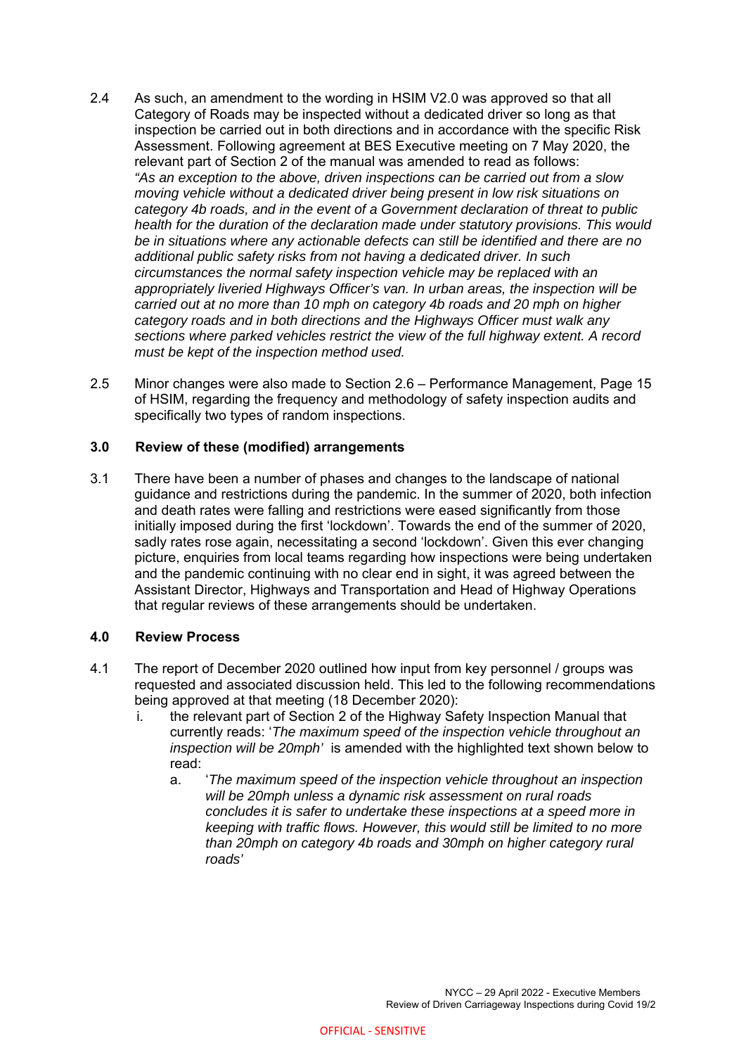2.4 As such, an amendment to the wording in HSIM V2.0 was approved so that all Category of Roads may be inspected without a dedicated driver so long as that inspection be carried out in both directions and in accordance with the specific Risk Assessment. Following agreement at BES Executive meeting on 7 May 2020, the relevant part of Section 2 of the manual was amended to read as follows: *"As an exception to the above, driven inspections can be carried out from a slow moving vehicle without a dedicated driver being present in low risk situations on category 4b roads, and in the event of a Government declaration of threat to public health for the duration of the declaration made under statutory provisions. This would be in situations where any actionable defects can still be identified and there are no additional public safety risks from not having a dedicated driver. In such circumstances the normal safety inspection vehicle may be replaced with an appropriately liveried Highways Officer's van. In urban areas, the inspection will be carried out at no more than 10 mph on category 4b roads and 20 mph on higher category roads and in both directions and the Highways Officer must walk any sections where parked vehicles restrict the view of the full highway extent. A record must be kept of the inspection method used.*

2.5 Minor changes were also made to Section 2.6 – Performance Management, Page 15 of HSIM, regarding the frequency and methodology of safety inspection audits and specifically two types of random inspections.

### 3.0 Review of these (modified) arrangements

3.1 There have been a number of phases and changes to the landscape of national guidance and restrictions during the pandemic. In the summer of 2020, both infection and death rates were falling and restrictions were eased significantly from those initially imposed during the first 'lockdown'. Towards the end of the summer of 2020, sadly rates rose again, necessitating a second 'lockdown'. Given this ever changing picture, enquiries from local teams regarding how inspections were being undertaken and the pandemic continuing with no clear end in sight, it was agreed between the Assistant Director, Highways and Transportation and Head of Highway Operations that regular reviews of these arrangements should be undertaken.

### 4.0 Review Process

4.1 The report of December 2020 outlined how input from key personnel / groups was requested and associated discussion held. This led to the following recommendations being approved at that meeting (18 December 2020):

i. the relevant part of Section 2 of the Highway Safety Inspection Manual that currently reads: '*The maximum speed of the inspection vehicle throughout an inspection will be 20mph*' is amended with the highlighted text shown below to read:

   a. '*The maximum speed of the inspection vehicle throughout an inspection will be 20mph unless a dynamic risk assessment on rural roads concludes it is safer to undertake these inspections at a speed more in keeping with traffic flows. However, this would still be limited to no more than 20mph on category 4b roads and 30mph on higher category rural roads*'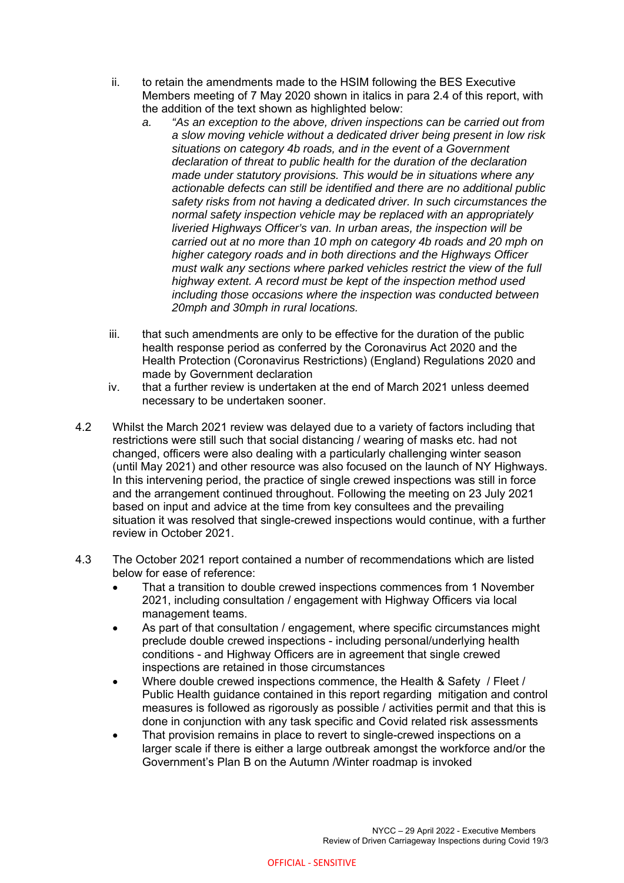ii. to retain the amendments made to the HSIM following the BES Executive Members meeting of 7 May 2020 shown in italics in para 2.4 of this report, with the addition of the text shown as highlighted below:

   *a. "As an exception to the above, driven inspections can be carried out from a slow moving vehicle without a dedicated driver being present in low risk situations on category 4b roads, and in the event of a Government declaration of threat to public health for the duration of the declaration made under statutory provisions. This would be in situations where any actionable defects can still be identified and there are no additional public safety risks from not having a dedicated driver. In such circumstances the normal safety inspection vehicle may be replaced with an appropriately liveried Highways Officer's van. In urban areas, the inspection will be carried out at no more than 10 mph on category 4b roads and 20 mph on higher category roads and in both directions and the Highways Officer must walk any sections where parked vehicles restrict the view of the full highway extent. A record must be kept of the inspection method used including those occasions where the inspection was conducted between 20mph and 30mph in rural locations.*

iii. that such amendments are only to be effective for the duration of the public health response period as conferred by the Coronavirus Act 2020 and the Health Protection (Coronavirus Restrictions) (England) Regulations 2020 and made by Government declaration

iv. that a further review is undertaken at the end of March 2021 unless deemed necessary to be undertaken sooner.

4.2 Whilst the March 2021 review was delayed due to a variety of factors including that restrictions were still such that social distancing / wearing of masks etc. had not changed, officers were also dealing with a particularly challenging winter season (until May 2021) and other resource was also focused on the launch of NY Highways. In this intervening period, the practice of single crewed inspections was still in force and the arrangement continued throughout. Following the meeting on 23 July 2021 based on input and advice at the time from key consultees and the prevailing situation it was resolved that single-crewed inspections would continue, with a further review in October 2021.

4.3 The October 2021 report contained a number of recommendations which are listed below for ease of reference:

- That a transition to double crewed inspections commences from 1 November 2021, including consultation / engagement with Highway Officers via local management teams.
- As part of that consultation / engagement, where specific circumstances might preclude double crewed inspections - including personal/underlying health conditions - and Highway Officers are in agreement that single crewed inspections are retained in those circumstances
- Where double crewed inspections commence, the Health & Safety / Fleet / Public Health guidance contained in this report regarding mitigation and control measures is followed as rigorously as possible / activities permit and that this is done in conjunction with any task specific and Covid related risk assessments
- That provision remains in place to revert to single-crewed inspections on a larger scale if there is either a large outbreak amongst the workforce and/or the Government's Plan B on the Autumn /Winter roadmap is invoked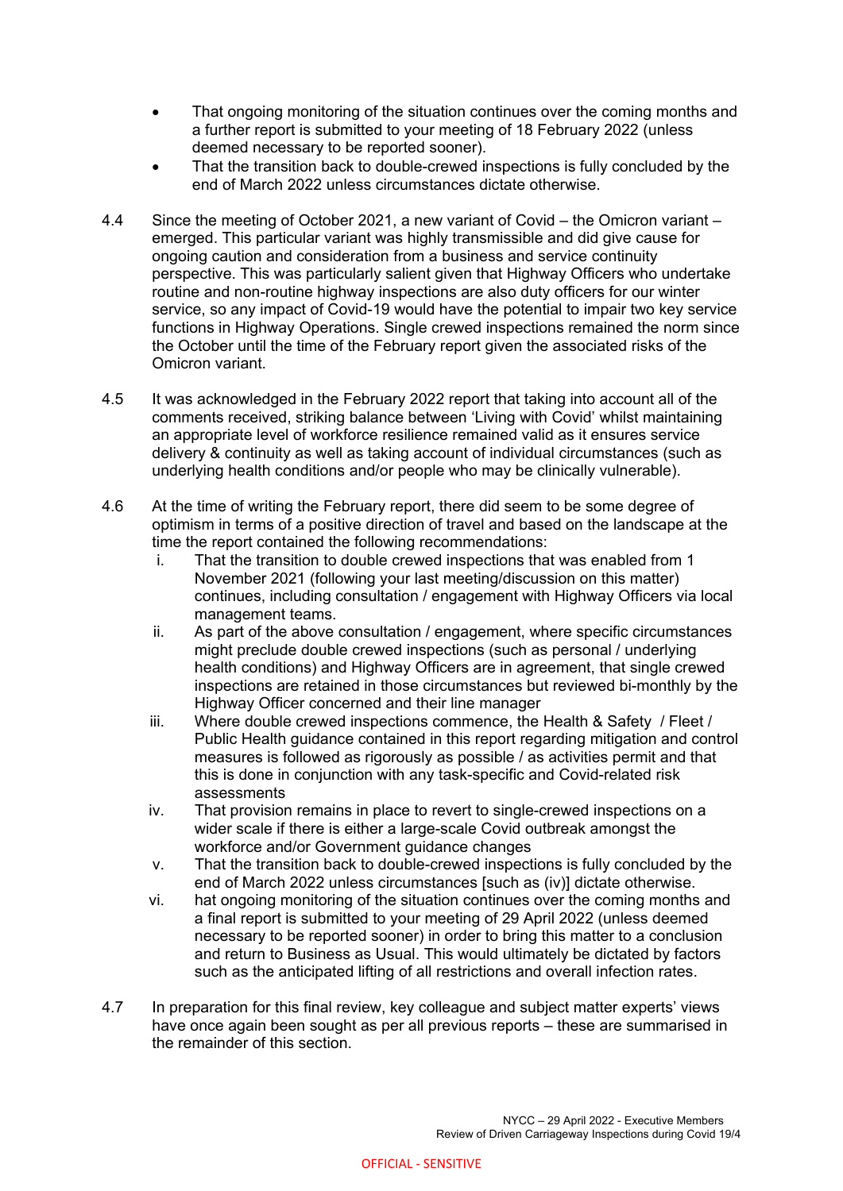- That ongoing monitoring of the situation continues over the coming months and a further report is submitted to your meeting of 18 February 2022 (unless deemed necessary to be reported sooner).
- That the transition back to double-crewed inspections is fully concluded by the end of March 2022 unless circumstances dictate otherwise.

4.4 Since the meeting of October 2021, a new variant of Covid – the Omicron variant – emerged. This particular variant was highly transmissible and did give cause for ongoing caution and consideration from a business and service continuity perspective. This was particularly salient given that Highway Officers who undertake routine and non-routine highway inspections are also duty officers for our winter service, so any impact of Covid-19 would have the potential to impair two key service functions in Highway Operations. Single crewed inspections remained the norm since the October until the time of the February report given the associated risks of the Omicron variant.

4.5 It was acknowledged in the February 2022 report that taking into account all of the comments received, striking balance between 'Living with Covid' whilst maintaining an appropriate level of workforce resilience remained valid as it ensures service delivery & continuity as well as taking account of individual circumstances (such as underlying health conditions and/or people who may be clinically vulnerable).

4.6 At the time of writing the February report, there did seem to be some degree of optimism in terms of a positive direction of travel and based on the landscape at the time the report contained the following recommendations:

i. That the transition to double crewed inspections that was enabled from 1 November 2021 (following your last meeting/discussion on this matter) continues, including consultation / engagement with Highway Officers via local management teams.

ii. As part of the above consultation / engagement, where specific circumstances might preclude double crewed inspections (such as personal / underlying health conditions) and Highway Officers are in agreement, that single crewed inspections are retained in those circumstances but reviewed bi-monthly by the Highway Officer concerned and their line manager

iii. Where double crewed inspections commence, the Health & Safety / Fleet / Public Health guidance contained in this report regarding mitigation and control measures is followed as rigorously as possible / as activities permit and that this is done in conjunction with any task-specific and Covid-related risk assessments

iv. That provision remains in place to revert to single-crewed inspections on a wider scale if there is either a large-scale Covid outbreak amongst the workforce and/or Government guidance changes

v. That the transition back to double-crewed inspections is fully concluded by the end of March 2022 unless circumstances [such as (iv)] dictate otherwise.

vi. hat ongoing monitoring of the situation continues over the coming months and a final report is submitted to your meeting of 29 April 2022 (unless deemed necessary to be reported sooner) in order to bring this matter to a conclusion and return to Business as Usual. This would ultimately be dictated by factors such as the anticipated lifting of all restrictions and overall infection rates.

4.7 In preparation for this final review, key colleague and subject matter experts' views have once again been sought as per all previous reports – these are summarised in the remainder of this section.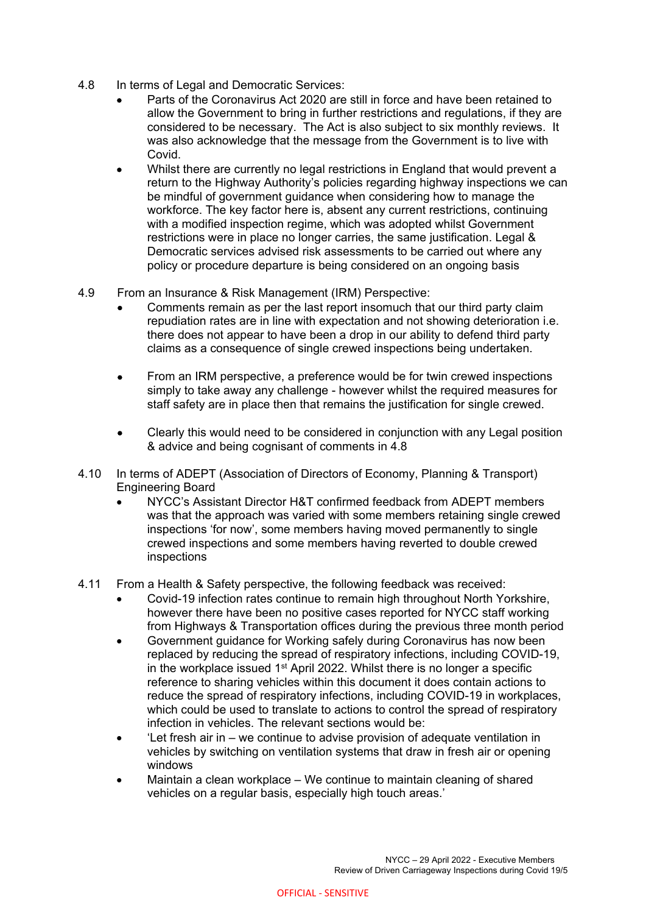4.8 In terms of Legal and Democratic Services:

- Parts of the Coronavirus Act 2020 are still in force and have been retained to allow the Government to bring in further restrictions and regulations, if they are considered to be necessary. The Act is also subject to six monthly reviews. It was also acknowledge that the message from the Government is to live with Covid.
- Whilst there are currently no legal restrictions in England that would prevent a return to the Highway Authority's policies regarding highway inspections we can be mindful of government guidance when considering how to manage the workforce. The key factor here is, absent any current restrictions, continuing with a modified inspection regime, which was adopted whilst Government restrictions were in place no longer carries, the same justification. Legal & Democratic services advised risk assessments to be carried out where any policy or procedure departure is being considered on an ongoing basis

4.9 From an Insurance & Risk Management (IRM) Perspective:

- Comments remain as per the last report insomuch that our third party claim repudiation rates are in line with expectation and not showing deterioration i.e. there does not appear to have been a drop in our ability to defend third party claims as a consequence of single crewed inspections being undertaken.
- From an IRM perspective, a preference would be for twin crewed inspections simply to take away any challenge - however whilst the required measures for staff safety are in place then that remains the justification for single crewed.
- Clearly this would need to be considered in conjunction with any Legal position & advice and being cognisant of comments in 4.8

4.10 In terms of ADEPT (Association of Directors of Economy, Planning & Transport) Engineering Board

- NYCC's Assistant Director H&T confirmed feedback from ADEPT members was that the approach was varied with some members retaining single crewed inspections 'for now', some members having moved permanently to single crewed inspections and some members having reverted to double crewed inspections

4.11 From a Health & Safety perspective, the following feedback was received:

- Covid-19 infection rates continue to remain high throughout North Yorkshire, however there have been no positive cases reported for NYCC staff working from Highways & Transportation offices during the previous three month period
- Government guidance for Working safely during Coronavirus has now been replaced by reducing the spread of respiratory infections, including COVID-19, in the workplace issued 1st April 2022. Whilst there is no longer a specific reference to sharing vehicles within this document it does contain actions to reduce the spread of respiratory infections, including COVID-19 in workplaces, which could be used to translate to actions to control the spread of respiratory infection in vehicles. The relevant sections would be:
- 'Let fresh air in – we continue to advise provision of adequate ventilation in vehicles by switching on ventilation systems that draw in fresh air or opening windows
- Maintain a clean workplace – We continue to maintain cleaning of shared vehicles on a regular basis, especially high touch areas.'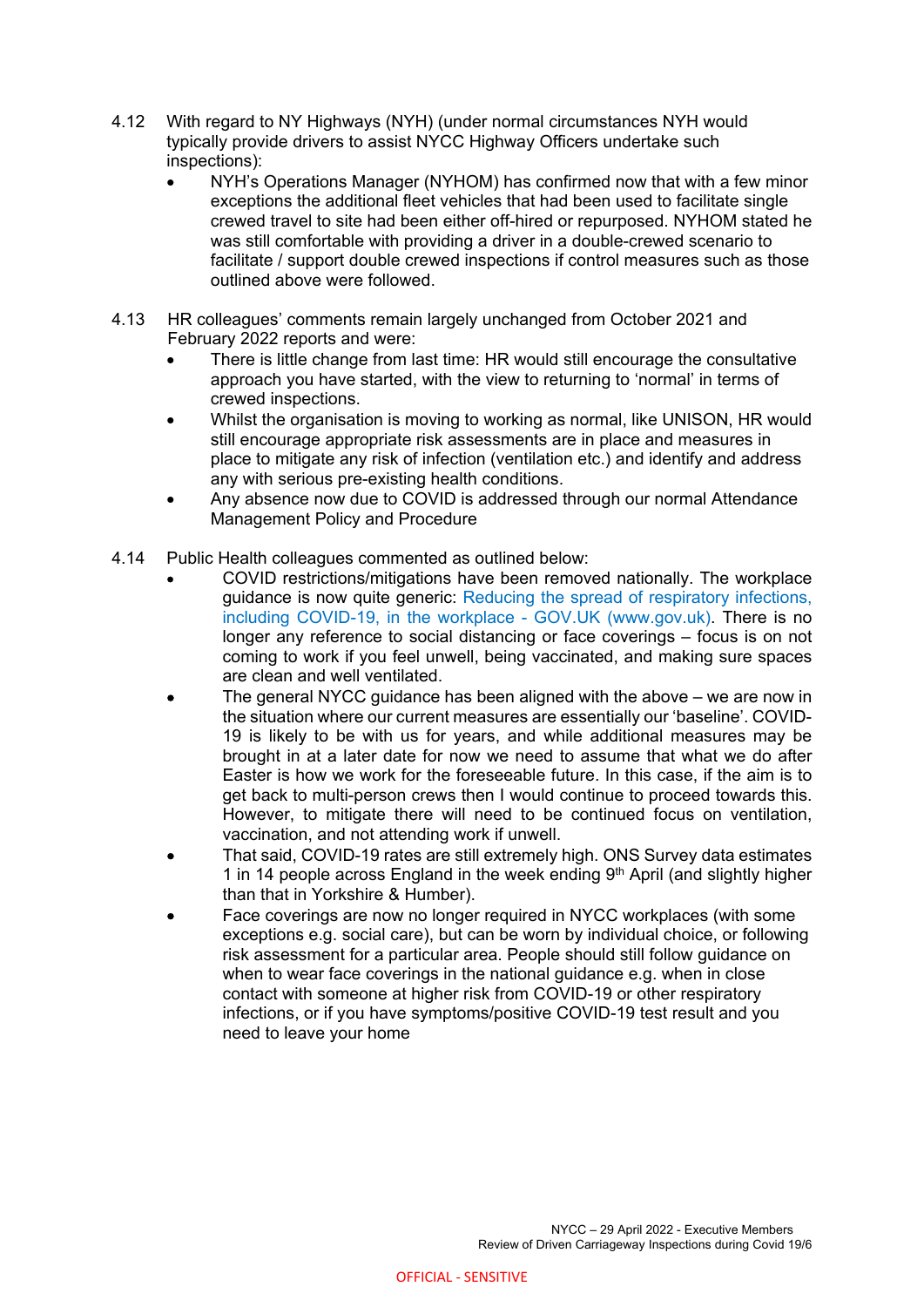4.12 With regard to NY Highways (NYH) (under normal circumstances NYH would typically provide drivers to assist NYCC Highway Officers undertake such inspections):

- NYH's Operations Manager (NYHOM) has confirmed now that with a few minor exceptions the additional fleet vehicles that had been used to facilitate single crewed travel to site had been either off-hired or repurposed. NYHOM stated he was still comfortable with providing a driver in a double-crewed scenario to facilitate / support double crewed inspections if control measures such as those outlined above were followed.

4.13 HR colleagues' comments remain largely unchanged from October 2021 and February 2022 reports and were:

- There is little change from last time: HR would still encourage the consultative approach you have started, with the view to returning to 'normal' in terms of crewed inspections.
- Whilst the organisation is moving to working as normal, like UNISON, HR would still encourage appropriate risk assessments are in place and measures in place to mitigate any risk of infection (ventilation etc.) and identify and address any with serious pre-existing health conditions.
- Any absence now due to COVID is addressed through our normal Attendance Management Policy and Procedure

4.14 Public Health colleagues commented as outlined below:

- COVID restrictions/mitigations have been removed nationally. The workplace guidance is now quite generic: Reducing the spread of respiratory infections, including COVID-19, in the workplace - GOV.UK (www.gov.uk). There is no longer any reference to social distancing or face coverings – focus is on not coming to work if you feel unwell, being vaccinated, and making sure spaces are clean and well ventilated.
- The general NYCC guidance has been aligned with the above – we are now in the situation where our current measures are essentially our 'baseline'. COVID-19 is likely to be with us for years, and while additional measures may be brought in at a later date for now we need to assume that what we do after Easter is how we work for the foreseeable future. In this case, if the aim is to get back to multi-person crews then I would continue to proceed towards this. However, to mitigate there will need to be continued focus on ventilation, vaccination, and not attending work if unwell.
- That said, COVID-19 rates are still extremely high. ONS Survey data estimates 1 in 14 people across England in the week ending 9th April (and slightly higher than that in Yorkshire & Humber).
- Face coverings are now no longer required in NYCC workplaces (with some exceptions e.g. social care), but can be worn by individual choice, or following risk assessment for a particular area. People should still follow guidance on when to wear face coverings in the national guidance e.g. when in close contact with someone at higher risk from COVID-19 or other respiratory infections, or if you have symptoms/positive COVID-19 test result and you need to leave your home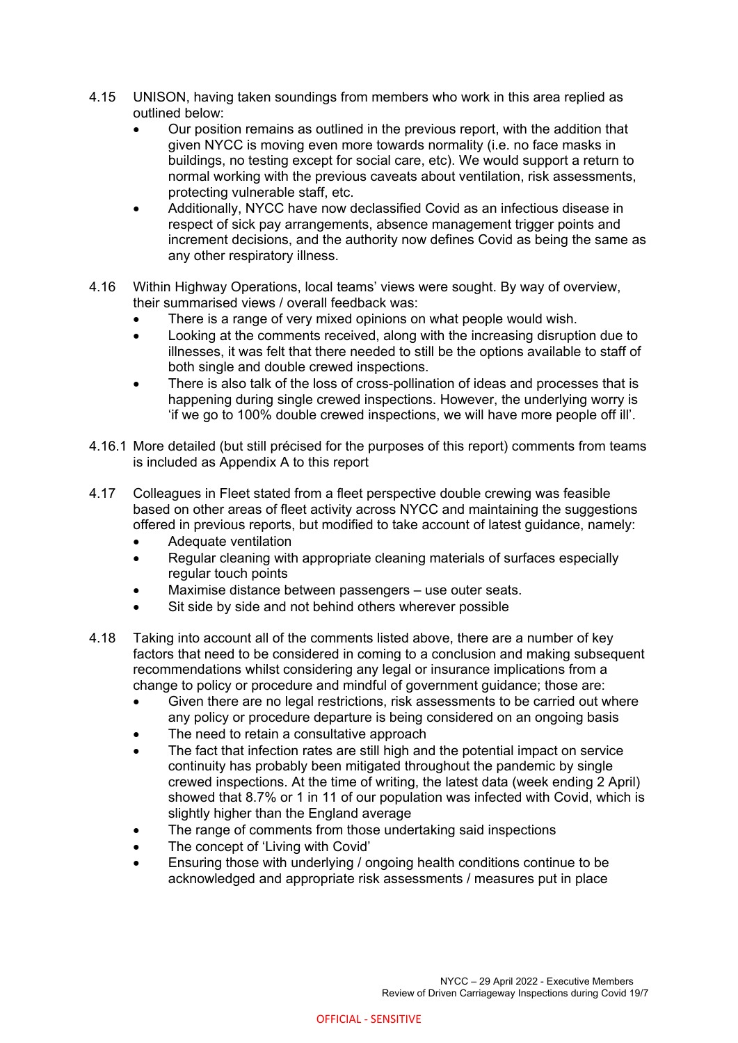4.15 UNISON, having taken soundings from members who work in this area replied as outlined below:

- Our position remains as outlined in the previous report, with the addition that given NYCC is moving even more towards normality (i.e. no face masks in buildings, no testing except for social care, etc). We would support a return to normal working with the previous caveats about ventilation, risk assessments, protecting vulnerable staff, etc.
- Additionally, NYCC have now declassified Covid as an infectious disease in respect of sick pay arrangements, absence management trigger points and increment decisions, and the authority now defines Covid as being the same as any other respiratory illness.

4.16 Within Highway Operations, local teams' views were sought. By way of overview, their summarised views / overall feedback was:

- There is a range of very mixed opinions on what people would wish.
- Looking at the comments received, along with the increasing disruption due to illnesses, it was felt that there needed to still be the options available to staff of both single and double crewed inspections.
- There is also talk of the loss of cross-pollination of ideas and processes that is happening during single crewed inspections. However, the underlying worry is 'if we go to 100% double crewed inspections, we will have more people off ill'.

4.16.1 More detailed (but still précised for the purposes of this report) comments from teams is included as Appendix A to this report

4.17 Colleagues in Fleet stated from a fleet perspective double crewing was feasible based on other areas of fleet activity across NYCC and maintaining the suggestions offered in previous reports, but modified to take account of latest guidance, namely:

- Adequate ventilation
- Regular cleaning with appropriate cleaning materials of surfaces especially regular touch points
- Maximise distance between passengers – use outer seats.
- Sit side by side and not behind others wherever possible

4.18 Taking into account all of the comments listed above, there are a number of key factors that need to be considered in coming to a conclusion and making subsequent recommendations whilst considering any legal or insurance implications from a change to policy or procedure and mindful of government guidance; those are:

- Given there are no legal restrictions, risk assessments to be carried out where any policy or procedure departure is being considered on an ongoing basis
- The need to retain a consultative approach
- The fact that infection rates are still high and the potential impact on service continuity has probably been mitigated throughout the pandemic by single crewed inspections. At the time of writing, the latest data (week ending 2 April) showed that 8.7% or 1 in 11 of our population was infected with Covid, which is slightly higher than the England average
- The range of comments from those undertaking said inspections
- The concept of 'Living with Covid'
- Ensuring those with underlying / ongoing health conditions continue to be acknowledged and appropriate risk assessments / measures put in place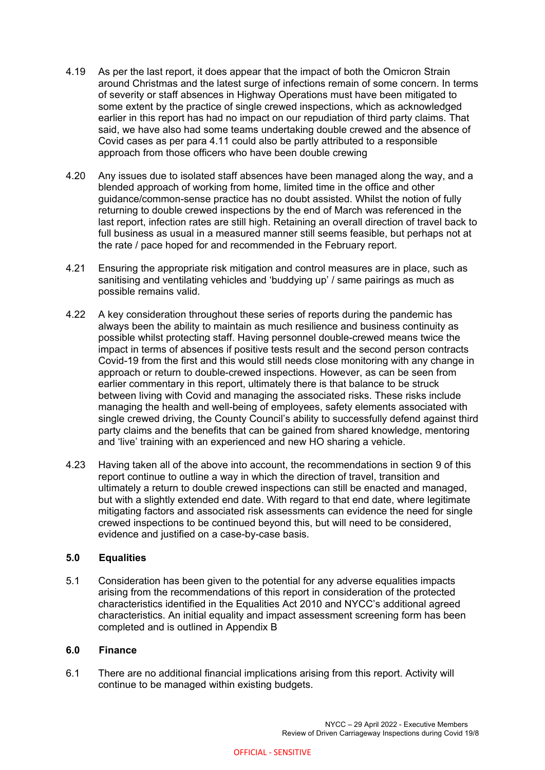4.19 As per the last report, it does appear that the impact of both the Omicron Strain around Christmas and the latest surge of infections remain of some concern. In terms of severity or staff absences in Highway Operations must have been mitigated to some extent by the practice of single crewed inspections, which as acknowledged earlier in this report has had no impact on our repudiation of third party claims. That said, we have also had some teams undertaking double crewed and the absence of Covid cases as per para 4.11 could also be partly attributed to a responsible approach from those officers who have been double crewing

4.20 Any issues due to isolated staff absences have been managed along the way, and a blended approach of working from home, limited time in the office and other guidance/common-sense practice has no doubt assisted. Whilst the notion of fully returning to double crewed inspections by the end of March was referenced in the last report, infection rates are still high. Retaining an overall direction of travel back to full business as usual in a measured manner still seems feasible, but perhaps not at the rate / pace hoped for and recommended in the February report.

4.21 Ensuring the appropriate risk mitigation and control measures are in place, such as sanitising and ventilating vehicles and 'buddying up' / same pairings as much as possible remains valid.

4.22 A key consideration throughout these series of reports during the pandemic has always been the ability to maintain as much resilience and business continuity as possible whilst protecting staff. Having personnel double-crewed means twice the impact in terms of absences if positive tests result and the second person contracts Covid-19 from the first and this would still needs close monitoring with any change in approach or return to double-crewed inspections. However, as can be seen from earlier commentary in this report, ultimately there is that balance to be struck between living with Covid and managing the associated risks. These risks include managing the health and well-being of employees, safety elements associated with single crewed driving, the County Council's ability to successfully defend against third party claims and the benefits that can be gained from shared knowledge, mentoring and 'live' training with an experienced and new HO sharing a vehicle.

4.23 Having taken all of the above into account, the recommendations in section 9 of this report continue to outline a way in which the direction of travel, transition and ultimately a return to double crewed inspections can still be enacted and managed, but with a slightly extended end date. With regard to that end date, where legitimate mitigating factors and associated risk assessments can evidence the need for single crewed inspections to be continued beyond this, but will need to be considered, evidence and justified on a case-by-case basis.

## 5.0 Equalities

5.1 Consideration has been given to the potential for any adverse equalities impacts arising from the recommendations of this report in consideration of the protected characteristics identified in the Equalities Act 2010 and NYCC's additional agreed characteristics. An initial equality and impact assessment screening form has been completed and is outlined in Appendix B

## 6.0 Finance

6.1 There are no additional financial implications arising from this report. Activity will continue to be managed within existing budgets.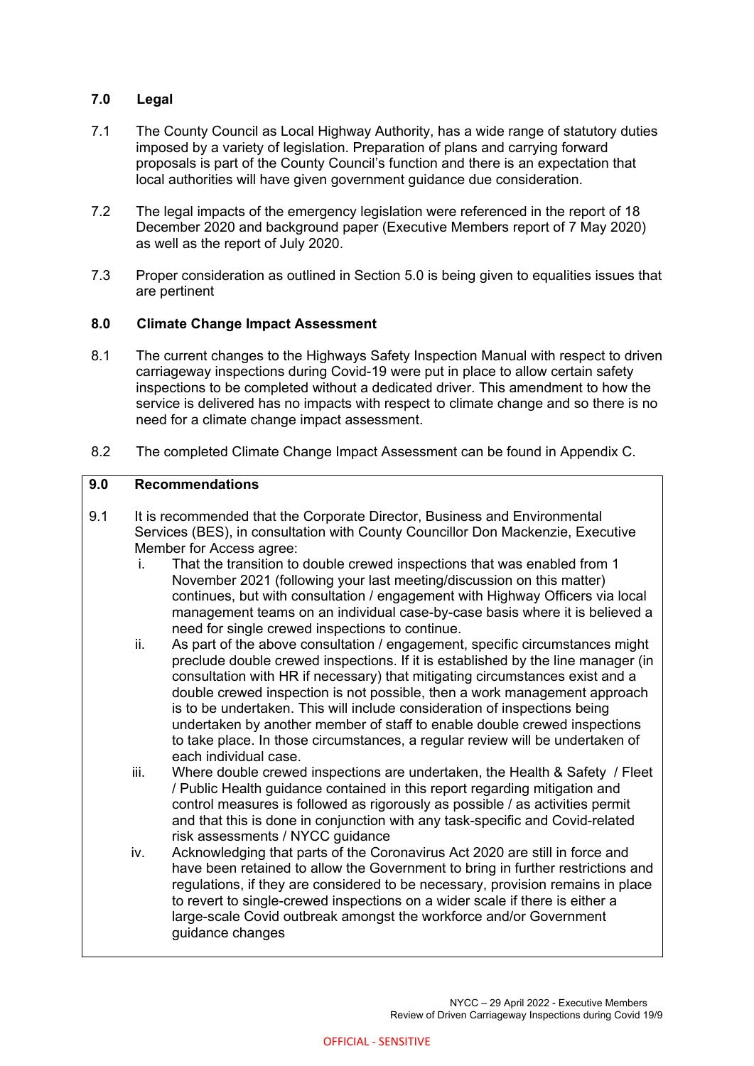## 7.0 Legal

7.1 The County Council as Local Highway Authority, has a wide range of statutory duties imposed by a variety of legislation. Preparation of plans and carrying forward proposals is part of the County Council's function and there is an expectation that local authorities will have given government guidance due consideration.

7.2 The legal impacts of the emergency legislation were referenced in the report of 18 December 2020 and background paper (Executive Members report of 7 May 2020) as well as the report of July 2020.

7.3 Proper consideration as outlined in Section 5.0 is being given to equalities issues that are pertinent

## 8.0 Climate Change Impact Assessment

8.1 The current changes to the Highways Safety Inspection Manual with respect to driven carriageway inspections during Covid-19 were put in place to allow certain safety inspections to be completed without a dedicated driver. This amendment to how the service is delivered has no impacts with respect to climate change and so there is no need for a climate change impact assessment.

8.2 The completed Climate Change Impact Assessment can be found in Appendix C.

## 9.0 Recommendations

9.1 It is recommended that the Corporate Director, Business and Environmental Services (BES), in consultation with County Councillor Don Mackenzie, Executive Member for Access agree:

i. That the transition to double crewed inspections that was enabled from 1 November 2021 (following your last meeting/discussion on this matter) continues, but with consultation / engagement with Highway Officers via local management teams on an individual case-by-case basis where it is believed a need for single crewed inspections to continue.

ii. As part of the above consultation / engagement, specific circumstances might preclude double crewed inspections. If it is established by the line manager (in consultation with HR if necessary) that mitigating circumstances exist and a double crewed inspection is not possible, then a work management approach is to be undertaken. This will include consideration of inspections being undertaken by another member of staff to enable double crewed inspections to take place. In those circumstances, a regular review will be undertaken of each individual case.

iii. Where double crewed inspections are undertaken, the Health & Safety / Fleet / Public Health guidance contained in this report regarding mitigation and control measures is followed as rigorously as possible / as activities permit and that this is done in conjunction with any task-specific and Covid-related risk assessments / NYCC guidance

iv. Acknowledging that parts of the Coronavirus Act 2020 are still in force and have been retained to allow the Government to bring in further restrictions and regulations, if they are considered to be necessary, provision remains in place to revert to single-crewed inspections on a wider scale if there is either a large-scale Covid outbreak amongst the workforce and/or Government guidance changes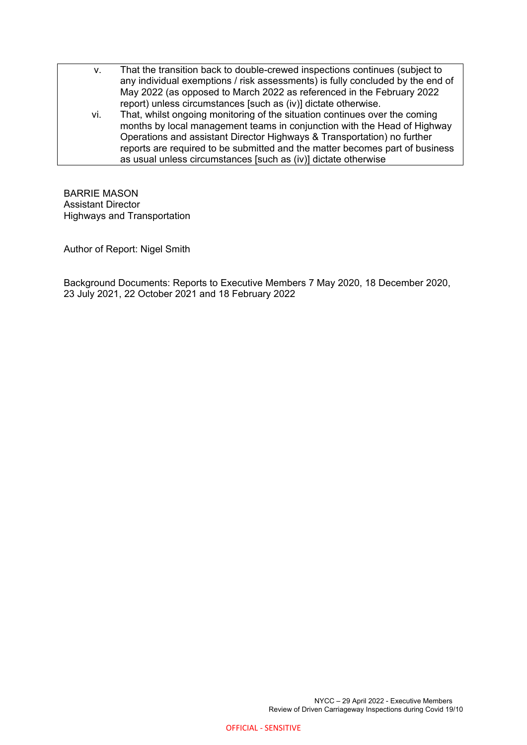| | |
|---|---|
| v. | That the transition back to double-crewed inspections continues (subject to any individual exemptions / risk assessments) is fully concluded by the end of May 2022 (as opposed to March 2022 as referenced in the February 2022 report) unless circumstances [such as (iv)] dictate otherwise. |
| vi. | That, whilst ongoing monitoring of the situation continues over the coming months by local management teams in conjunction with the Head of Highway Operations and assistant Director Highways & Transportation) no further reports are required to be submitted and the matter becomes part of business as usual unless circumstances [such as (iv)] dictate otherwise |

BARRIE MASON
Assistant Director
Highways and Transportation

Author of Report: Nigel Smith

Background Documents: Reports to Executive Members 7 May 2020, 18 December 2020, 23 July 2021, 22 October 2021 and 18 February 2022

OFFICIAL - SENSITIVE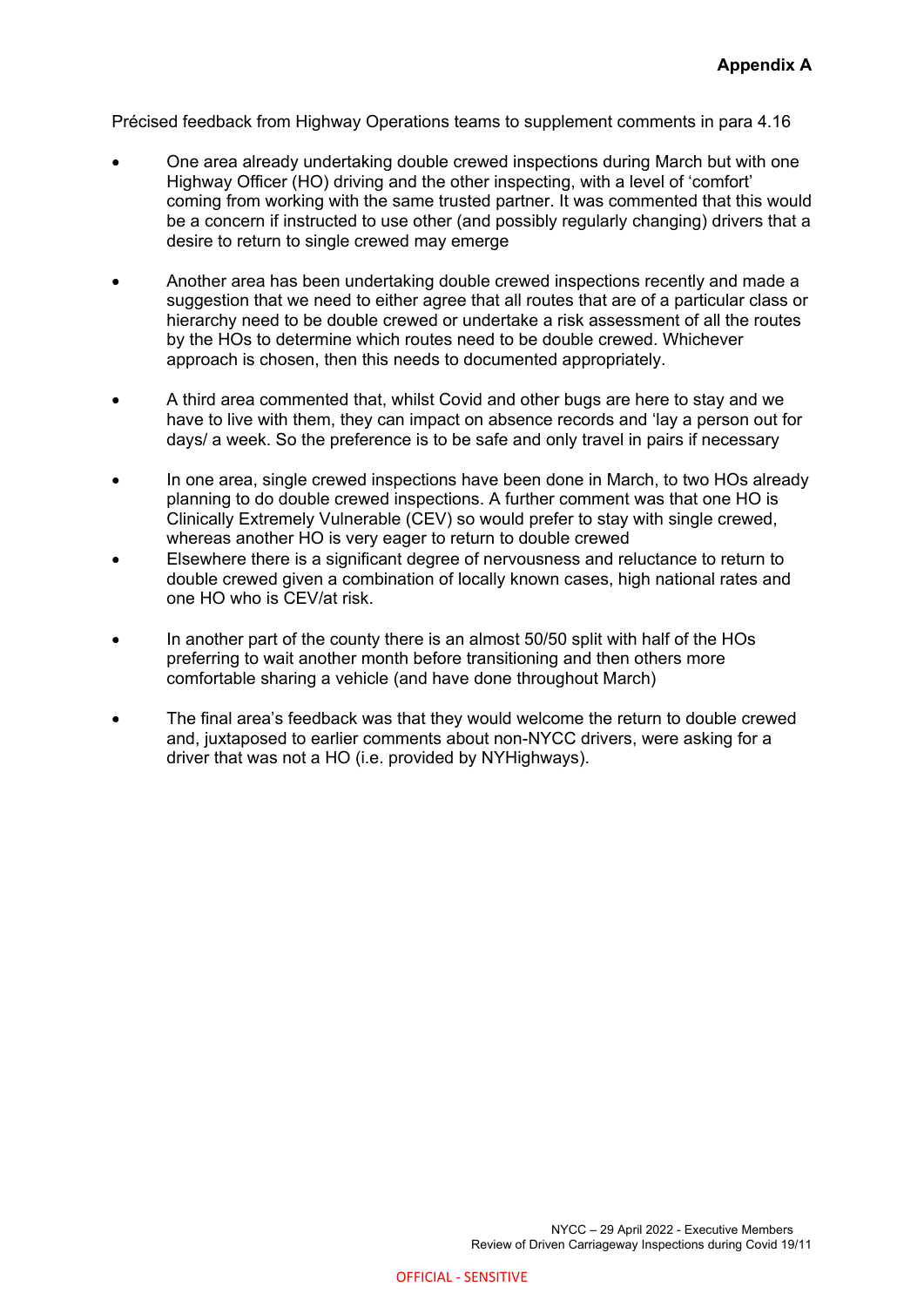**Appendix A**

Précised feedback from Highway Operations teams to supplement comments in para 4.16

- One area already undertaking double crewed inspections during March but with one Highway Officer (HO) driving and the other inspecting, with a level of 'comfort' coming from working with the same trusted partner. It was commented that this would be a concern if instructed to use other (and possibly regularly changing) drivers that a desire to return to single crewed may emerge

- Another area has been undertaking double crewed inspections recently and made a suggestion that we need to either agree that all routes that are of a particular class or hierarchy need to be double crewed or undertake a risk assessment of all the routes by the HOs to determine which routes need to be double crewed. Whichever approach is chosen, then this needs to documented appropriately.

- A third area commented that, whilst Covid and other bugs are here to stay and we have to live with them, they can impact on absence records and 'lay a person out for days/ a week. So the preference is to be safe and only travel in pairs if necessary

- In one area, single crewed inspections have been done in March, to two HOs already planning to do double crewed inspections. A further comment was that one HO is Clinically Extremely Vulnerable (CEV) so would prefer to stay with single crewed, whereas another HO is very eager to return to double crewed
- Elsewhere there is a significant degree of nervousness and reluctance to return to double crewed given a combination of locally known cases, high national rates and one HO who is CEV/at risk.

- In another part of the county there is an almost 50/50 split with half of the HOs preferring to wait another month before transitioning and then others more comfortable sharing a vehicle (and have done throughout March)

- The final area's feedback was that they would welcome the return to double crewed and, juxtaposed to earlier comments about non-NYCC drivers, were asking for a driver that was not a HO (i.e. provided by NYHighways).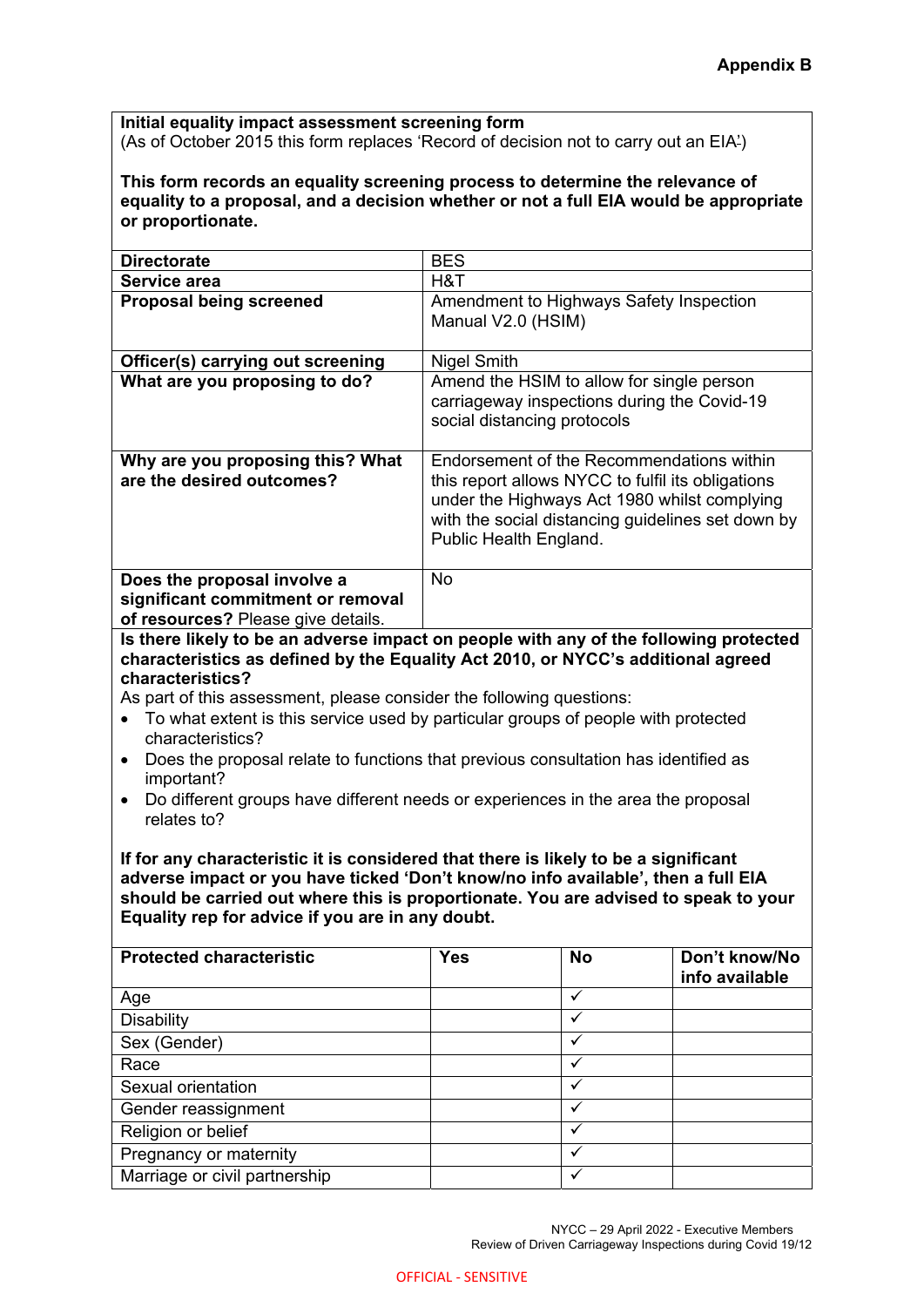**Appendix B**

**Initial equality impact assessment screening form**
(As of October 2015 this form replaces 'Record of decision not to carry out an EIA')

**This form records an equality screening process to determine the relevance of equality to a proposal, and a decision whether or not a full EIA would be appropriate or proportionate.**

| | |
|---|---|
| **Directorate** | BES |
| **Service area** | H&T |
| **Proposal being screened** | Amendment to Highways Safety Inspection Manual V2.0 (HSIM) |
| **Officer(s) carrying out screening** | Nigel Smith |
| **What are you proposing to do?** | Amend the HSIM to allow for single person carriageway inspections during the Covid-19 social distancing protocols |
| **Why are you proposing this? What are the desired outcomes?** | Endorsement of the Recommendations within this report allows NYCC to fulfil its obligations under the Highways Act 1980 whilst complying with the social distancing guidelines set down by Public Health England. |
| **Does the proposal involve a significant commitment or removal of resources?** Please give details. | No |

**Is there likely to be an adverse impact on people with any of the following protected characteristics as defined by the Equality Act 2010, or NYCC's additional agreed characteristics?**

As part of this assessment, please consider the following questions:

- To what extent is this service used by particular groups of people with protected characteristics?
- Does the proposal relate to functions that previous consultation has identified as important?
- Do different groups have different needs or experiences in the area the proposal relates to?

**If for any characteristic it is considered that there is likely to be a significant adverse impact or you have ticked 'Don't know/no info available', then a full EIA should be carried out where this is proportionate. You are advised to speak to your Equality rep for advice if you are in any doubt.**

| Protected characteristic | Yes | No | Don't know/No info available |
|---|---|---|---|
| Age | | ✓ | |
| Disability | | ✓ | |
| Sex (Gender) | | ✓ | |
| Race | | ✓ | |
| Sexual orientation | | ✓ | |
| Gender reassignment | | ✓ | |
| Religion or belief | | ✓ | |
| Pregnancy or maternity | | ✓ | |
| Marriage or civil partnership | | ✓ | |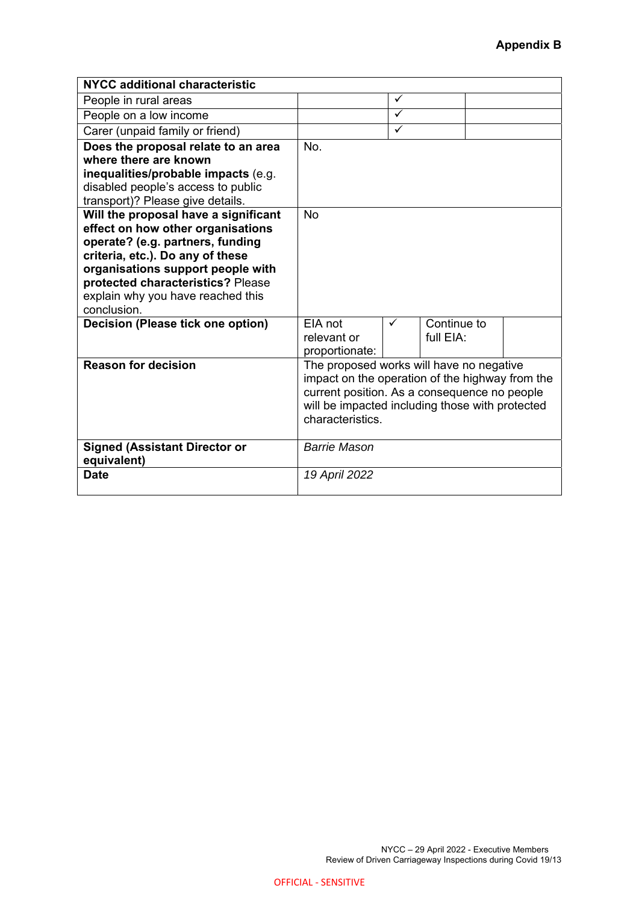**Appendix B**

| | | | |
|---|---|---|---|
| **NYCC additional characteristic** | | | |
| People in rural areas | | ✓ | |
| People on a low income | | ✓ | |
| Carer (unpaid family or friend) | | ✓ | |
| **Does the proposal relate to an area where there are known inequalities/probable impacts** (e.g. disabled people's access to public transport)? Please give details. | No. | | |
| **Will the proposal have a significant effect on how other organisations operate? (e.g. partners, funding criteria, etc.). Do any of these organisations support people with protected characteristics?** Please explain why you have reached this conclusion. | No | | |
| **Decision (Please tick one option)** | EIA not relevant or proportionate: ✓ | Continue to full EIA: | |
| **Reason for decision** | The proposed works will have no negative impact on the operation of the highway from the current position. As a consequence no people will be impacted including those with protected characteristics. | | |
| **Signed (Assistant Director or equivalent)** | *Barrie Mason* | | |
| **Date** | *19 April 2022* | | |

NYCC – 29 April 2022 - Executive Members
Review of Driven Carriageway Inspections during Covid

OFFICIAL - SENSITIVE